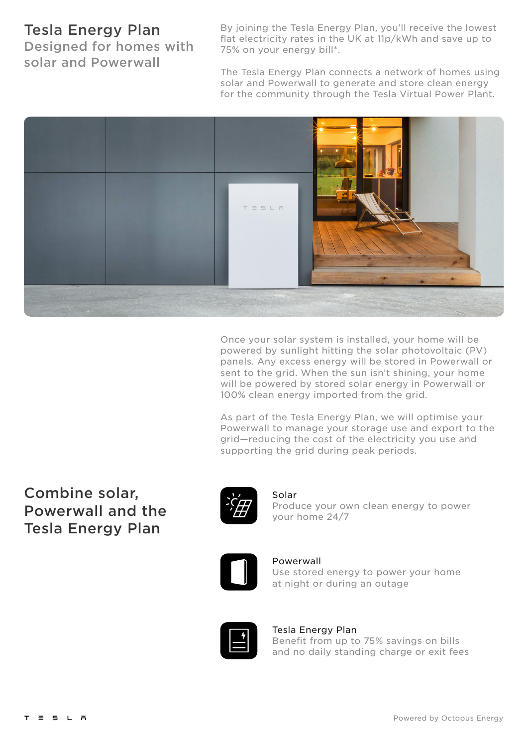# Tesla Energy Plan

## Designed for homes with solar and Powerwall

By joining the Tesla Energy Plan, you'll receive the lowest flat electricity rates in the UK at 11p/kWh and save up to 75% on your energy bill*.

The Tesla Energy Plan connects a network of homes using solar and Powerwall to generate and store clean energy for the community through the Tesla Virtual Power Plant.

Once your solar system is installed, your home will be powered by sunlight hitting the solar photovoltaic (PV) panels. Any excess energy will be stored in Powerwall or sent to the grid. When the sun isn't shining, your home will be powered by stored solar energy in Powerwall or 100% clean energy imported from the grid.

As part of the Tesla Energy Plan, we will optimise your Powerwall to manage your storage use and export to the grid—reducing the cost of the electricity you use and supporting the grid during peak periods.

## Combine solar, Powerwall and the Tesla Energy Plan

**Solar**
Produce your own clean energy to power your home 24/7

**Powerwall**
Use stored energy to power your home at night or during an outage

**Tesla Energy Plan**
Benefit from up to 75% savings on bills and no daily standing charge or exit fees

TESLA

Powered by Octopus Energy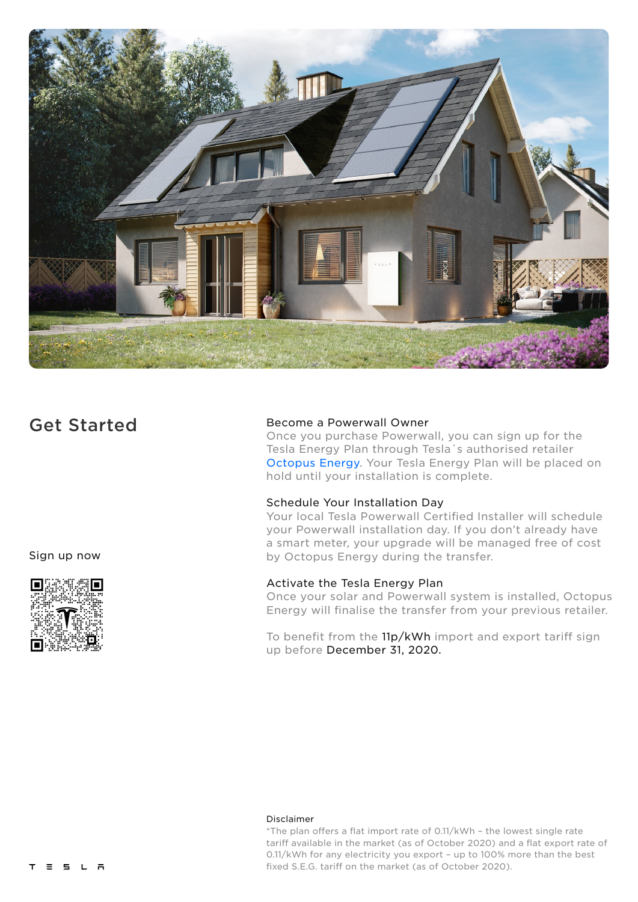## Get Started

Sign up now

### Become a Powerwall Owner

Once you purchase Powerwall, you can sign up for the Tesla Energy Plan through Tesla´s authorised retailer Octopus Energy. Your Tesla Energy Plan will be placed on hold until your installation is complete.

### Schedule Your Installation Day

Your local Tesla Powerwall Certified Installer will schedule your Powerwall installation day. If you don't already have a smart meter, your upgrade will be managed free of cost by Octopus Energy during the transfer.

### Activate the Tesla Energy Plan

Once your solar and Powerwall system is installed, Octopus Energy will finalise the transfer from your previous retailer.

To benefit from the 11p/kWh import and export tariff sign up before December 31, 2020.

Disclaimer

*The plan offers a flat import rate of 0.11/kWh – the lowest single rate tariff available in the market (as of October 2020) and a flat export rate of 0.11/kWh for any electricity you export – up to 100% more than the best fixed S.E.G. tariff on the market (as of October 2020).